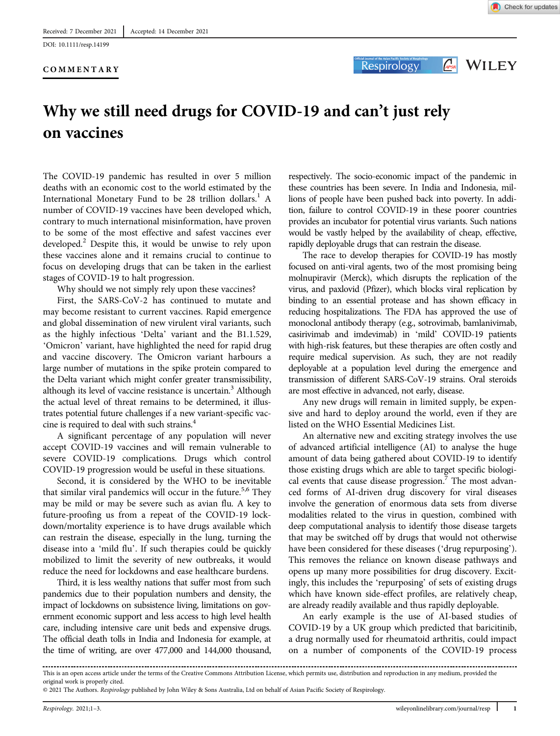Received: 7 December 2021 | Accepted: 14 December 2021

DOI: 10.1111/resp.14199

COMMENTARY

# Why we still need drugs for COVID-19 and can't just rely on vaccines

The COVID-19 pandemic has resulted in over 5 million deaths with an economic cost to the world estimated by the International Monetary Fund to be 28 trillion dollars.[1] A number of COVID-19 vaccines have been developed which, contrary to much international misinformation, have proven to be some of the most effective and safest vaccines ever developed.[2] Despite this, it would be unwise to rely upon these vaccines alone and it remains crucial to continue to focus on developing drugs that can be taken in the earliest stages of COVID-19 to halt progression.

Why should we not simply rely upon these vaccines?

First, the SARS-CoV-2 has continued to mutate and may become resistant to current vaccines. Rapid emergence and global dissemination of new virulent viral variants, such as the highly infectious 'Delta' variant and the B1.1.529, 'Omicron' variant, have highlighted the need for rapid drug and vaccine discovery. The Omicron variant harbours a large number of mutations in the spike protein compared to the Delta variant which might confer greater transmissibility, although its level of vaccine resistance is uncertain.[3] Although the actual level of threat remains to be determined, it illustrates potential future challenges if a new variant-specific vaccine is required to deal with such strains.[4]

A significant percentage of any population will never accept COVID-19 vaccines and will remain vulnerable to severe COVID-19 complications. Drugs which control COVID-19 progression would be useful in these situations.

Second, it is considered by the WHO to be inevitable that similar viral pandemics will occur in the future.[5,6] They may be mild or may be severe such as avian flu. A key to future-proofing us from a repeat of the COVID-19 lockdown/mortality experience is to have drugs available which can restrain the disease, especially in the lung, turning the disease into a 'mild flu'. If such therapies could be quickly mobilized to limit the severity of new outbreaks, it would reduce the need for lockdowns and ease healthcare burdens.

Third, it is less wealthy nations that suffer most from such pandemics due to their population numbers and density, the impact of lockdowns on subsistence living, limitations on government economic support and less access to high level health care, including intensive care unit beds and expensive drugs. The official death tolls in India and Indonesia for example, at the time of writing, are over 477,000 and 144,000 thousand, respectively. The socio-economic impact of the pandemic in these countries has been severe. In India and Indonesia, millions of people have been pushed back into poverty. In addition, failure to control COVID-19 in these poorer countries provides an incubator for potential virus variants. Such nations would be vastly helped by the availability of cheap, effective, rapidly deployable drugs that can restrain the disease.

The race to develop therapies for COVID-19 has mostly focused on anti-viral agents, two of the most promising being molnupiravir (Merck), which disrupts the replication of the virus, and paxlovid (Pfizer), which blocks viral replication by binding to an essential protease and has shown efficacy in reducing hospitalizations. The FDA has approved the use of monoclonal antibody therapy (e.g., sotrovimab, bamlanivimab, casirivimab and imdevimab) in 'mild' COVID-19 patients with high-risk features, but these therapies are often costly and require medical supervision. As such, they are not readily deployable at a population level during the emergence and transmission of different SARS-CoV-19 strains. Oral steroids are most effective in advanced, not early, disease.

Any new drugs will remain in limited supply, be expensive and hard to deploy around the world, even if they are listed on the WHO Essential Medicines List.

An alternative new and exciting strategy involves the use of advanced artificial intelligence (AI) to analyse the huge amount of data being gathered about COVID-19 to identify those existing drugs which are able to target specific biological events that cause disease progression.[7] The most advanced forms of AI-driven drug discovery for viral diseases involve the generation of enormous data sets from diverse modalities related to the virus in question, combined with deep computational analysis to identify those disease targets that may be switched off by drugs that would not otherwise have been considered for these diseases ('drug repurposing'). This removes the reliance on known disease pathways and opens up many more possibilities for drug discovery. Excitingly, this includes the 'repurposing' of sets of existing drugs which have known side-effect profiles, are relatively cheap, are already readily available and thus rapidly deployable.

An early example is the use of AI-based studies of COVID-19 by a UK group which predicted that baricitinib, a drug normally used for rheumatoid arthritis, could impact on a number of components of the COVID-19 process

This is an open access article under the terms of the Creative Commons Attribution License, which permits use, distribution and reproduction in any medium, provided the original work is properly cited.

© 2021 The Authors. *Respirology* published by John Wiley & Sons Australia, Ltd on behalf of Asian Pacific Society of Respirology.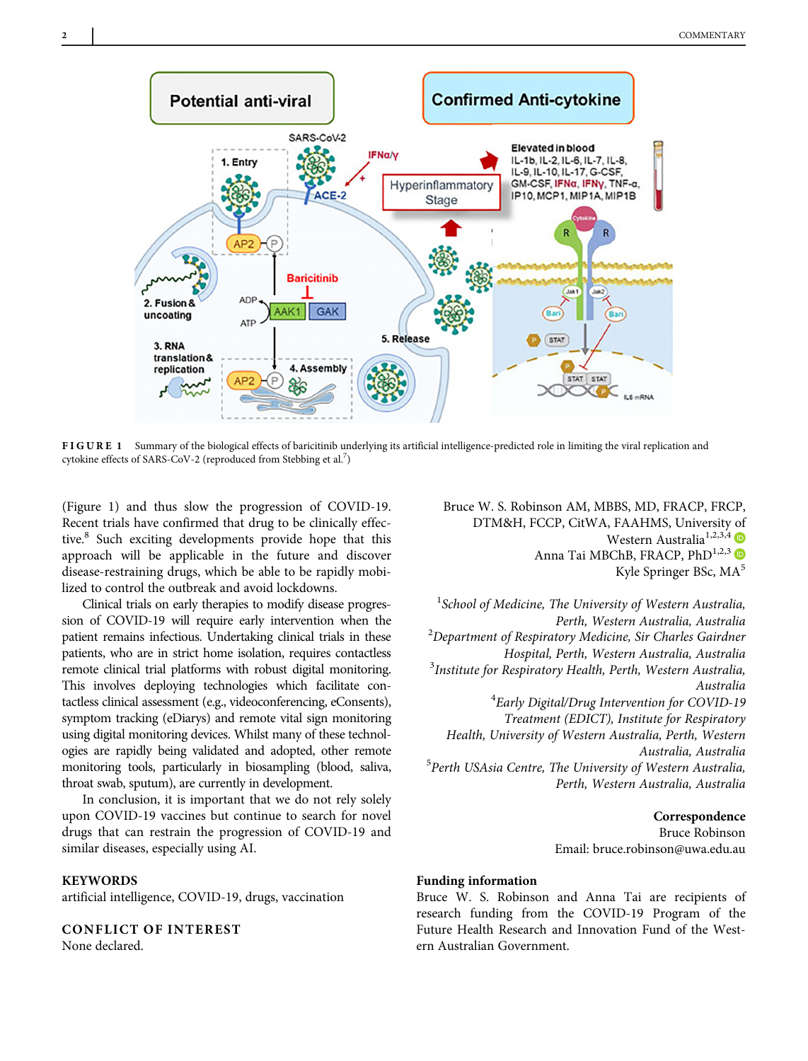FIGURE 1 Summary of the biological effects of baricitinib underlying its artificial intelligence-predicted role in limiting the viral replication and cytokine effects of SARS-CoV-2 (reproduced from Stebbing et al.[7])

(Figure 1) and thus slow the progression of COVID-19. Recent trials have confirmed that drug to be clinically effective.[8] Such exciting developments provide hope that this approach will be applicable in the future and discover disease-restraining drugs, which be able to be rapidly mobilized to control the outbreak and avoid lockdowns.

Clinical trials on early therapies to modify disease progression of COVID-19 will require early intervention when the patient remains infectious. Undertaking clinical trials in these patients, who are in strict home isolation, requires contactless remote clinical trial platforms with robust digital monitoring. This involves deploying technologies which facilitate contactless clinical assessment (e.g., videoconferencing, eConsents), symptom tracking (eDiarys) and remote vital sign monitoring using digital monitoring devices. Whilst many of these technologies are rapidly being validated and adopted, other remote monitoring tools, particularly in biosampling (blood, saliva, throat swab, sputum), are currently in development.

In conclusion, it is important that we do not rely solely upon COVID-19 vaccines but continue to search for novel drugs that can restrain the progression of COVID-19 and similar diseases, especially using AI.

## KEYWORDS

artificial intelligence, COVID-19, drugs, vaccination

## CONFLICT OF INTEREST

None declared.

Bruce W. S. Robinson AM, MBBS, MD, FRACP, FRCP, DTM&H, FCCP, CitWA, FAAHMS, University of Western Australia[1,2,3,4]
Anna Tai MBChB, FRACP, PhD[1,2,3]
Kyle Springer BSc, MA[5]

[1]*School of Medicine, The University of Western Australia, Perth, Western Australia, Australia*
[2]*Department of Respiratory Medicine, Sir Charles Gairdner Hospital, Perth, Western Australia, Australia*
[3]*Institute for Respiratory Health, Perth, Western Australia, Australia*
[4]*Early Digital/Drug Intervention for COVID-19 Treatment (EDICT), Institute for Respiratory Health, University of Western Australia, Perth, Western Australia, Australia*
[5]*Perth USAsia Centre, The University of Western Australia, Perth, Western Australia, Australia*

**Correspondence**
Bruce Robinson
Email: bruce.robinson@uwa.edu.au

**Funding information**
Bruce W. S. Robinson and Anna Tai are recipients of research funding from the COVID-19 Program of the Future Health Research and Innovation Fund of the Western Australian Government.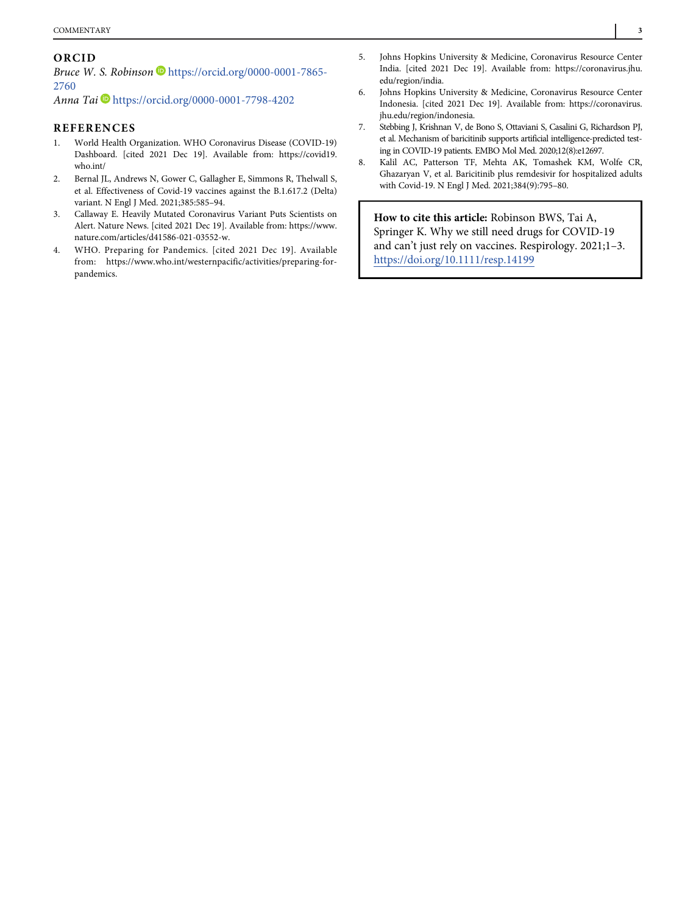## ORCID

*Bruce W. S. Robinson* https://orcid.org/0000-0001-7865-2760

*Anna Tai* https://orcid.org/0000-0001-7798-4202

## REFERENCES

1. World Health Organization. WHO Coronavirus Disease (COVID-19) Dashboard. [cited 2021 Dec 19]. Available from: https://covid19.who.int/
2. Bernal JL, Andrews N, Gower C, Gallagher E, Simmons R, Thelwall S, et al. Effectiveness of Covid-19 vaccines against the B.1.617.2 (Delta) variant. N Engl J Med. 2021;385:585–94.
3. Callaway E. Heavily Mutated Coronavirus Variant Puts Scientists on Alert. Nature News. [cited 2021 Dec 19]. Available from: https://www.nature.com/articles/d41586-021-03552-w.
4. WHO. Preparing for Pandemics. [cited 2021 Dec 19]. Available from: https://www.who.int/westernpacific/activities/preparing-for-pandemics.
5. Johns Hopkins University & Medicine, Coronavirus Resource Center India. [cited 2021 Dec 19]. Available from: https://coronavirus.jhu.edu/region/india.
6. Johns Hopkins University & Medicine, Coronavirus Resource Center Indonesia. [cited 2021 Dec 19]. Available from: https://coronavirus.jhu.edu/region/indonesia.
7. Stebbing J, Krishnan V, de Bono S, Ottaviani S, Casalini G, Richardson PJ, et al. Mechanism of baricitinib supports artificial intelligence-predicted testing in COVID-19 patients. EMBO Mol Med. 2020;12(8):e12697.
8. Kalil AC, Patterson TF, Mehta AK, Tomashek KM, Wolfe CR, Ghazaryan V, et al. Baricitinib plus remdesivir for hospitalized adults with Covid-19. N Engl J Med. 2021;384(9):795–80.

**How to cite this article:** Robinson BWS, Tai A, Springer K. Why we still need drugs for COVID-19 and can't just rely on vaccines. Respirology. 2021;1–3. https://doi.org/10.1111/resp.14199